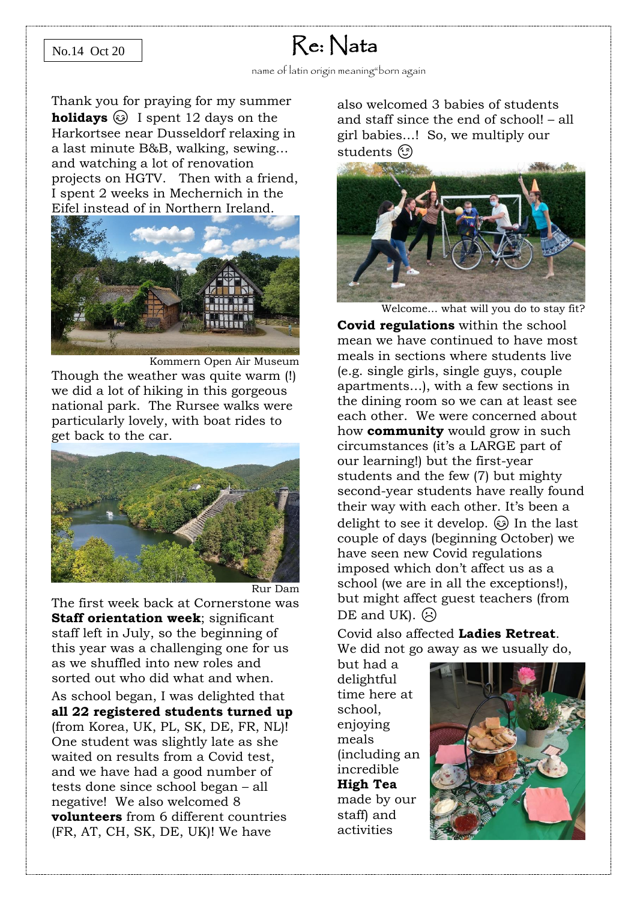No.14 Oct 20

# Re: Nata

name of latin origin meaning"born again

Thank you for praying for my summer **holidays** 😊 I spent 12 days on the Harkortsee near Dusseldorf relaxing in a last minute B&B, walking, sewing… and watching a lot of renovation projects on HGTV. Then with a friend, I spent 2 weeks in Mechernich in the Eifel instead of in Northern Ireland.

Kommern Open Air Museum

Though the weather was quite warm (!) we did a lot of hiking in this gorgeous national park. The Rursee walks were particularly lovely, with boat rides to get back to the car.

Rur Dam

The first week back at Cornerstone was **Staff orientation week**; significant staff left in July, so the beginning of this year was a challenging one for us as we shuffled into new roles and sorted out who did what and when.

As school began, I was delighted that **all 22 registered students turned up** (from Korea, UK, PL, SK, DE, FR, NL)! One student was slightly late as she waited on results from a Covid test, and we have had a good number of tests done since school began – all negative! We also welcomed 8 **volunteers** from 6 different countries (FR, AT, CH, SK, DE, UK)! We have also welcomed 3 babies of students and staff since the end of school! – all girl babies…! So, we multiply our students 😉

Welcome… what will you do to stay fit?

**Covid regulations** within the school mean we have continued to have most meals in sections where students live (e.g. single girls, single guys, couple apartments…), with a few sections in the dining room so we can at least see each other. We were concerned about how **community** would grow in such circumstances (it's a LARGE part of our learning!) but the first-year students and the few (7) but mighty second-year students have really found their way with each other. It's been a delight to see it develop. 😊 In the last couple of days (beginning October) we have seen new Covid regulations imposed which don't affect us as a school (we are in all the exceptions!), but might affect guest teachers (from DE and UK). ☹

Covid also affected **Ladies Retreat**. We did not go away as we usually do, but had a delightful time here at school, enjoying meals (including an incredible **High Tea** made by our staff) and activities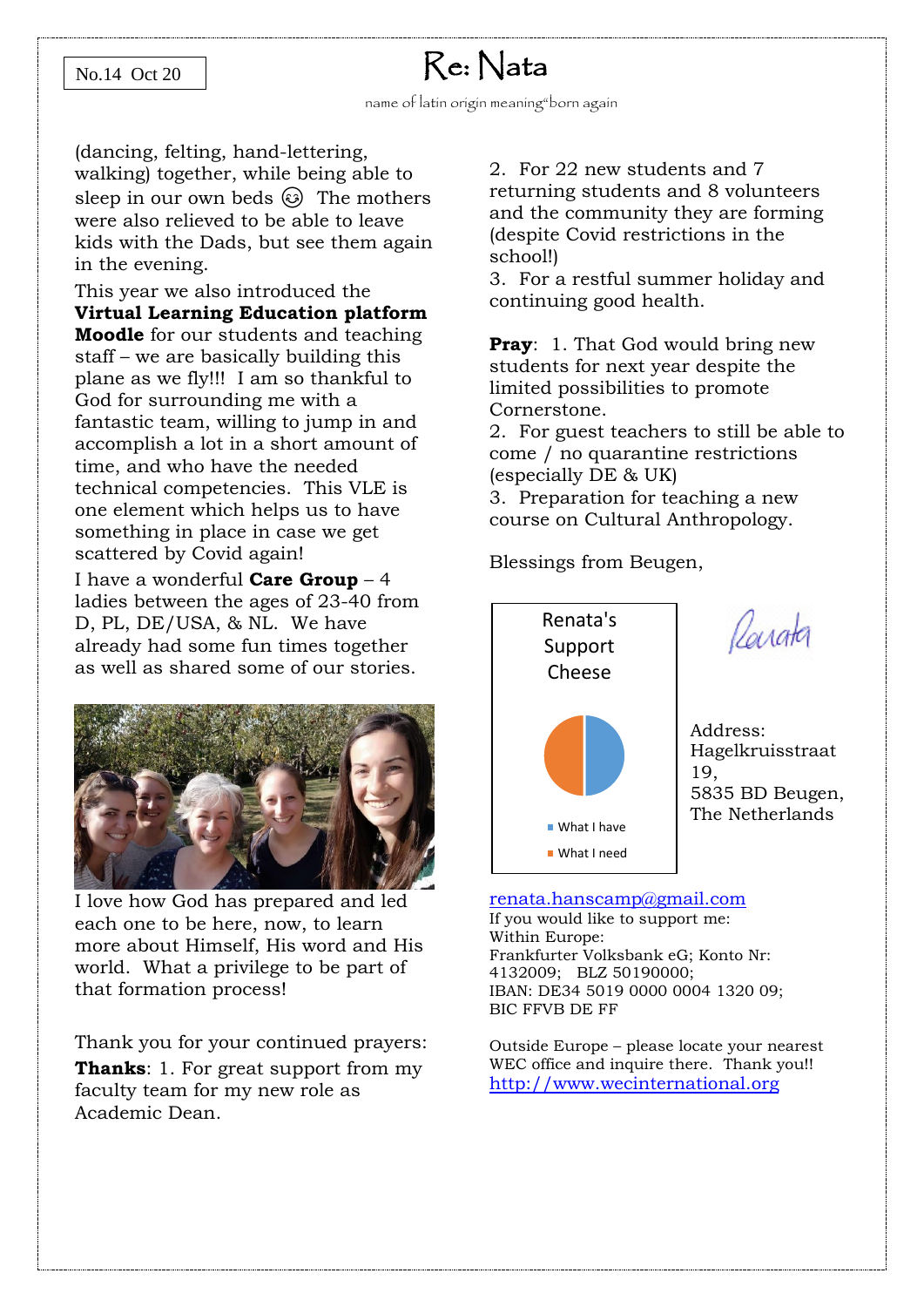No.14 Oct 20

# Re: Nata

name of latin origin meaning"born again

(dancing, felting, hand-lettering, walking) together, while being able to sleep in our own beds ☺ The mothers were also relieved to be able to leave kids with the Dads, but see them again in the evening.

This year we also introduced the **Virtual Learning Education platform Moodle** for our students and teaching staff – we are basically building this plane as we fly!!! I am so thankful to God for surrounding me with a fantastic team, willing to jump in and accomplish a lot in a short amount of time, and who have the needed technical competencies. This VLE is one element which helps us to have something in place in case we get scattered by Covid again!

I have a wonderful **Care Group** – 4 ladies between the ages of 23-40 from D, PL, DE/USA, & NL. We have already had some fun times together as well as shared some of our stories.

I love how God has prepared and led each one to be here, now, to learn more about Himself, His word and His world. What a privilege to be part of that formation process!

Thank you for your continued prayers:

**Thanks**: 1. For great support from my faculty team for my new role as Academic Dean.

2. For 22 new students and 7 returning students and 8 volunteers and the community they are forming (despite Covid restrictions in the school!)

3. For a restful summer holiday and continuing good health.

**Pray**: 1. That God would bring new students for next year despite the limited possibilities to promote Cornerstone.

2. For guest teachers to still be able to come / no quarantine restrictions (especially DE & UK)

3. Preparation for teaching a new course on Cultural Anthropology.

Blessings from Beugen,

Renata's Support Cheese

What I have

What I need

Renata

Address:
Hagelkruisstraat 19,
5835 BD Beugen,
The Netherlands

renata.hanscamp@gmail.com

If you would like to support me:
Within Europe:
Frankfurter Volksbank eG; Konto Nr: 4132009; BLZ 50190000;
IBAN: DE34 5019 0000 0004 1320 09;
BIC FFVB DE FF

Outside Europe – please locate your nearest WEC office and inquire there. Thank you!!
http://www.wecinternational.org